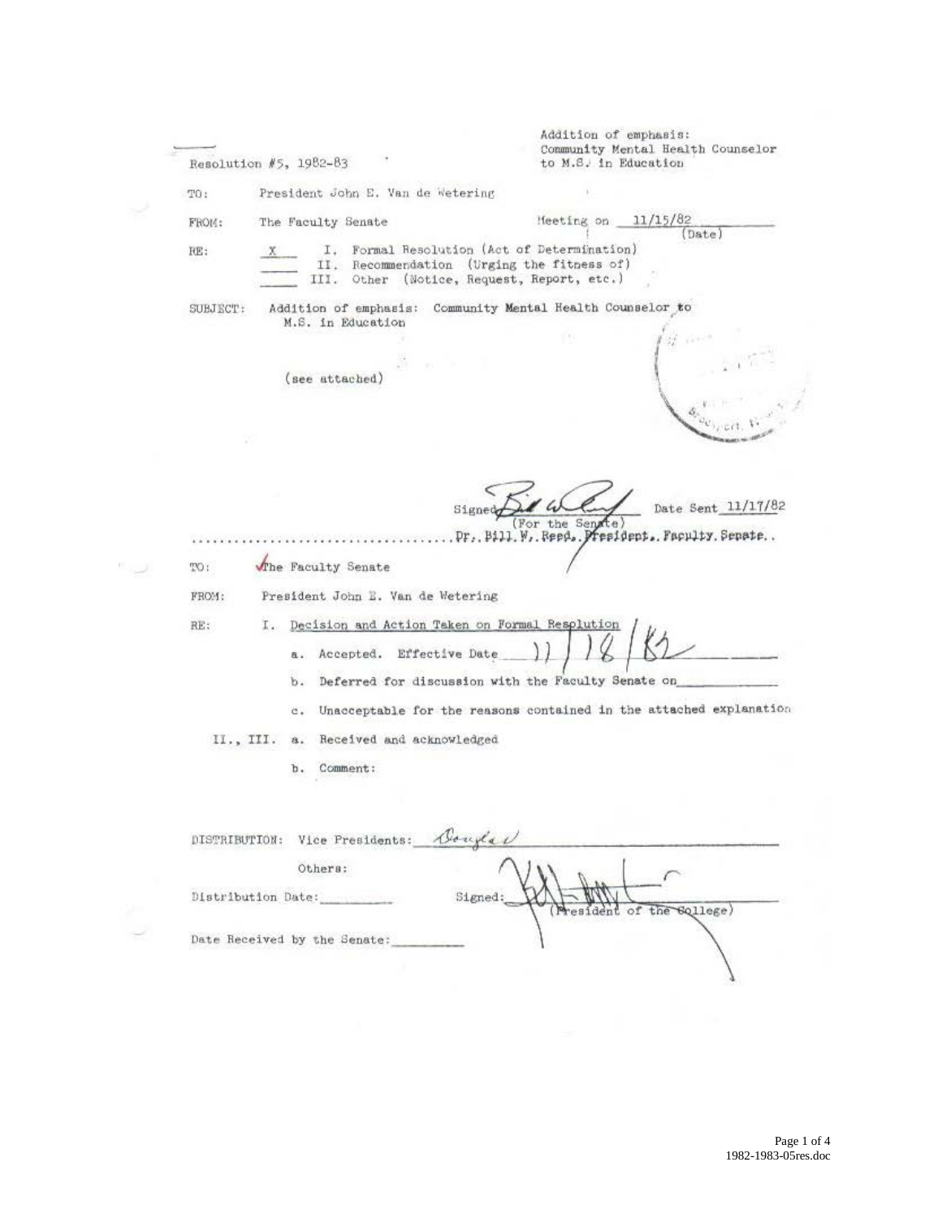Resolution #5, 1982-83

Addition of emphasis:
Community Mental Health Counselor
to M.S. in Education

TO: President John E. Van de Wetering

FROM: The Faculty Senate

Meeting on 11/15/82 (Date)

RE:
- X I. Formal Resolution (Act of Determination)
- ___ II. Recommendation (Urging the fitness of)
- ___ III. Other (Notice, Request, Report, etc.)

SUBJECT: Addition of emphasis: Community Mental Health Counselor to M.S. in Education

(see attached)

Signed (For the Senate) Dr. Bill W. Reed, President, Faculty Senate

Date Sent 11/17/82

---

TO: The Faculty Senate

FROM: President John E. Van de Wetering

RE: I. Decision and Action Taken on Formal Resolution

a. Accepted. Effective Date 11/18/82

b. Deferred for discussion with the Faculty Senate on ___________

c. Unacceptable for the reasons contained in the attached explanation

II., III. a. Received and acknowledged

b. Comment:

DISTRIBUTION: Vice Presidents: Douglas

Others:

Distribution Date: ___________

Signed: (President of the College)

Date Received by the Senate: ___________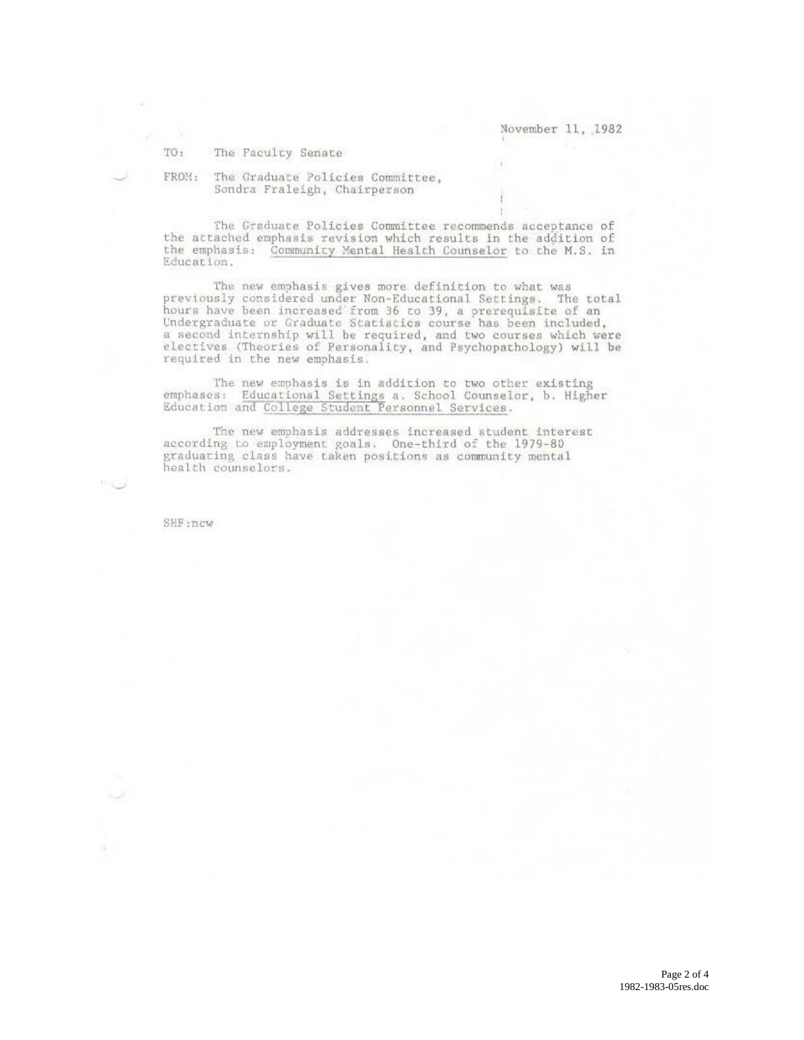November 11, 1982

TO: The Faculty Senate

FROM: The Graduate Policies Committee,
Sondra Fraleigh, Chairperson

The Graduate Policies Committee recommends acceptance of the attached emphasis revision which results in the addition of the emphasis: Community Mental Health Counselor to the M.S. in Education.

The new emphasis gives more definition to what was previously considered under Non-Educational Settings. The total hours have been increased from 36 to 39, a prerequisite of an Undergraduate or Graduate Statistics course has been included, a second internship will be required, and two courses which were electives (Theories of Personality, and Psychopathology) will be required in the new emphasis.

The new emphasis is in addition to two other existing emphases: Educational Settings a. School Counselor, b. Higher Education and College Student Personnel Services.

The new emphasis addresses increased student interest according to employment goals. One-third of the 1979-80 graduating class have taken positions as community mental health counselors.

SHF:ncw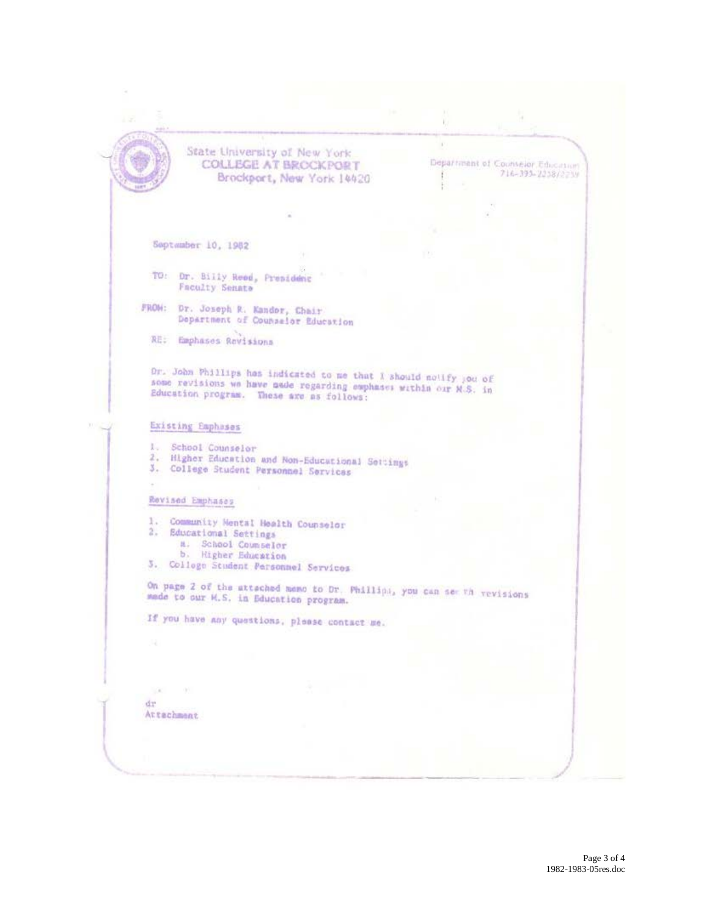State University of New York
COLLEGE AT BROCKPORT
Brockport, New York 14420

Department of Counselor Education
716-395-2258/2259

September 10, 1982

TO: Dr. Billy Reed, President
Faculty Senate

FROM: Dr. Joseph R. Kandor, Chair
Department of Counselor Education

RE: Emphases Revisions

Dr. John Phillips has indicated to me that I should notify you of some revisions we have made regarding emphases within our M.S. in Education program. These are as follows:

Existing Emphases

1. School Counselor
2. Higher Education and Non-Educational Settings
3. College Student Personnel Services

Revised Emphases

1. Community Mental Health Counselor
2. Educational Settings
   a. School Counselor
   b. Higher Education
3. College Student Personnel Services

On page 2 of the attached memo to Dr. Phillips, you can see th revisions made to our M.S. in Education program.

If you have any questions, please contact me.

dr
Attachment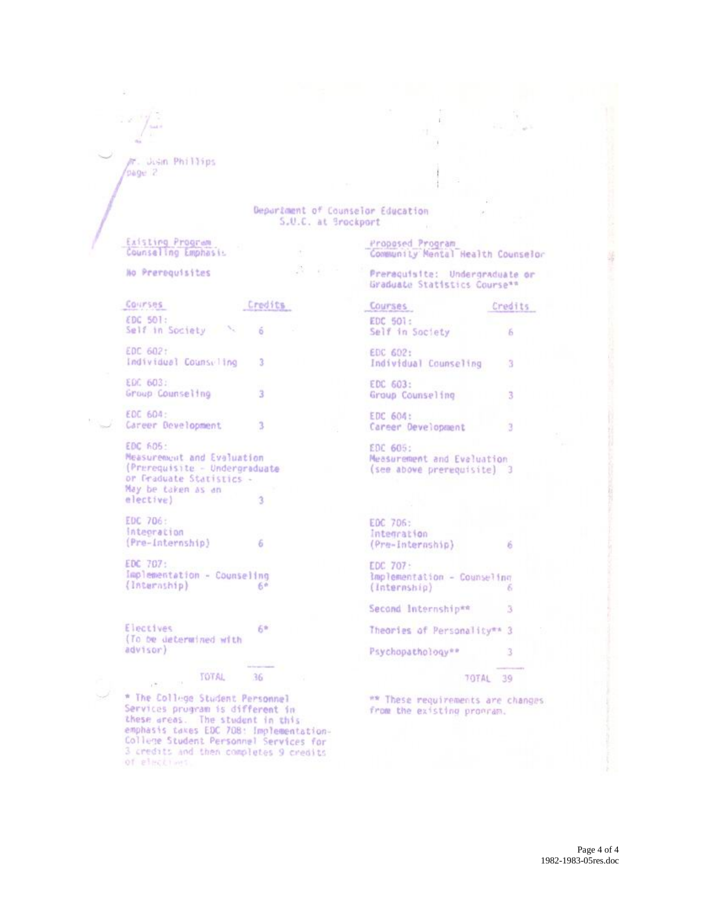Mr. Jean Phillips
page 2

Department of Counselor Education
S.U.C. at Brockport

**Existing Program**
**Counseling Emphasis**

No Prerequisites

| Courses | Credits |
|---|---|
| EDC 501: Self in Society | 6 |
| EDC 602: Individual Counseling | 3 |
| EDC 603: Group Counseling | 3 |
| EDC 604: Career Development | 3 |
| EDC 605: Measurement and Evaluation (Prerequisite - Undergraduate or Graduate Statistics - May be taken as an elective) | 3 |
| EDC 706: Integration (Pre-Internship) | 6 |
| EDC 707: Implementation - Counseling (Internship) | 6* |
| Electives (To be determined with advisor) | 6* |
| TOTAL | 36 |

\* The College Student Personnel Services program is different in these areas. The student in this emphasis takes EDC 708: Implementation-College Student Personnel Services for 3 credits and then completes 9 credits of electives.

**Proposed Program**
**Community Mental Health Counselor**

Prerequisite: Undergraduate or Graduate Statistics Course**

| Courses | Credits |
|---|---|
| EDC 501: Self in Society | 6 |
| EDC 602: Individual Counseling | 3 |
| EDC 603: Group Counseling | 3 |
| EDC 604: Career Development | 3 |
| EDC 605: Measurement and Evaluation (see above prerequisite) | 3 |
| EDC 706: Integration (Pre-Internship) | 6 |
| EDC 707: Implementation - Counseling (Internship) | 6 |
| Second Internship** | 3 |
| Theories of Personality** | 3 |
| Psychopathology** | 3 |
| TOTAL | 39 |

\*\* These requirements are changes from the existing program.